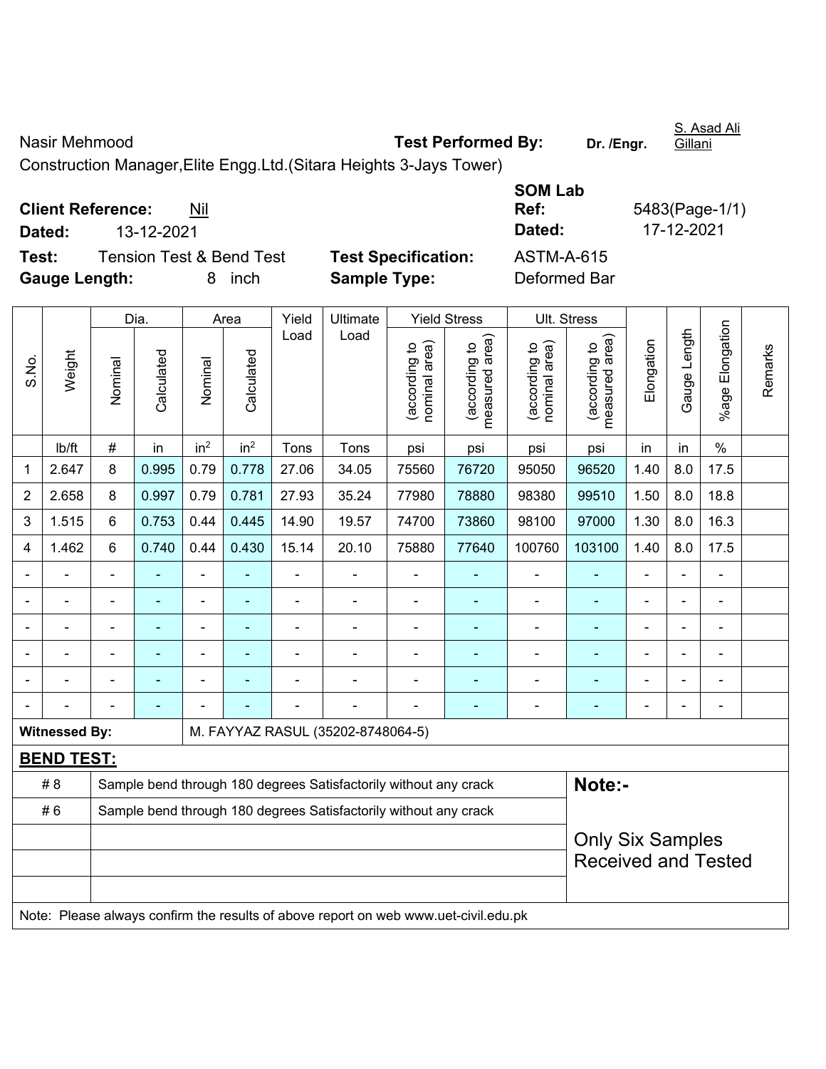Nasir Mehmood **Test Performed By:** **Dr. /Engr.** S. Asad Ali Gillani

Construction Manager,Elite Engg.Ltd.(Sitara Heights 3-Jays Tower)

**Client Reference:** Nil **SOM Lab Ref:** 5483(Page-1/1)

**Dated:** 13-12-2021 **Dated:** 17-12-2021

**Test:** Tension Test & Bend Test **Test Specification:** ASTM-A-615

**Gauge Length:** 8 inch **Sample Type:** Deformed Bar

| S.No. | Weight | Dia. | | Area | | Yield Load | Ultimate Load | Yield Stress | | Ult. Stress | | Elongation | Gauge Length | %age Elongation | Remarks |
|---|---|---|---|---|---|---|---|---|---|---|---|---|---|---|---|
| | | Nominal | Calculated | Nominal | Calculated | | | (according to nominal area) | (according to measured area) | (according to nominal area) | (according to measured area) | | | | |
| | lb/ft | # | in | $in^2$ | $in^2$ | Tons | Tons | psi | psi | psi | psi | in | in | % | |
| 1 | 2.647 | 8 | 0.995 | 0.79 | 0.778 | 27.06 | 34.05 | 75560 | 76720 | 95050 | 96520 | 1.40 | 8.0 | 17.5 | |
| 2 | 2.658 | 8 | 0.997 | 0.79 | 0.781 | 27.93 | 35.24 | 77980 | 78880 | 98380 | 99510 | 1.50 | 8.0 | 18.8 | |
| 3 | 1.515 | 6 | 0.753 | 0.44 | 0.445 | 14.90 | 19.57 | 74700 | 73860 | 98100 | 97000 | 1.30 | 8.0 | 16.3 | |
| 4 | 1.462 | 6 | 0.740 | 0.44 | 0.430 | 15.14 | 20.10 | 75880 | 77640 | 100760 | 103100 | 1.40 | 8.0 | 17.5 | |
| - | - | - | - | - | - | - | - | - | - | - | - | - | - | - | |
| - | - | - | - | - | - | - | - | - | - | - | - | - | - | - | |
| - | - | - | - | - | - | - | - | - | - | - | - | - | - | - | |
| - | - | - | - | - | - | - | - | - | - | - | - | - | - | - | |
| - | - | - | - | - | - | - | - | - | - | - | - | - | - | - | |
| - | - | - | - | - | - | - | - | - | - | - | - | - | - | - | |
| **Witnessed By:** | | | | M. FAYYAZ RASUL (35202-8748064-5) | | | | | | | | | | | |

**BEND TEST:**

| | | |
|---|---|---|
| # 8 | Sample bend through 180 degrees Satisfactorily without any crack | **Note:-** |
| # 6 | Sample bend through 180 degrees Satisfactorily without any crack | Only Six Samples Received and Tested |
| | | |
| | | |
| | | |

Note: Please always confirm the results of above report on web www.uet-civil.edu.pk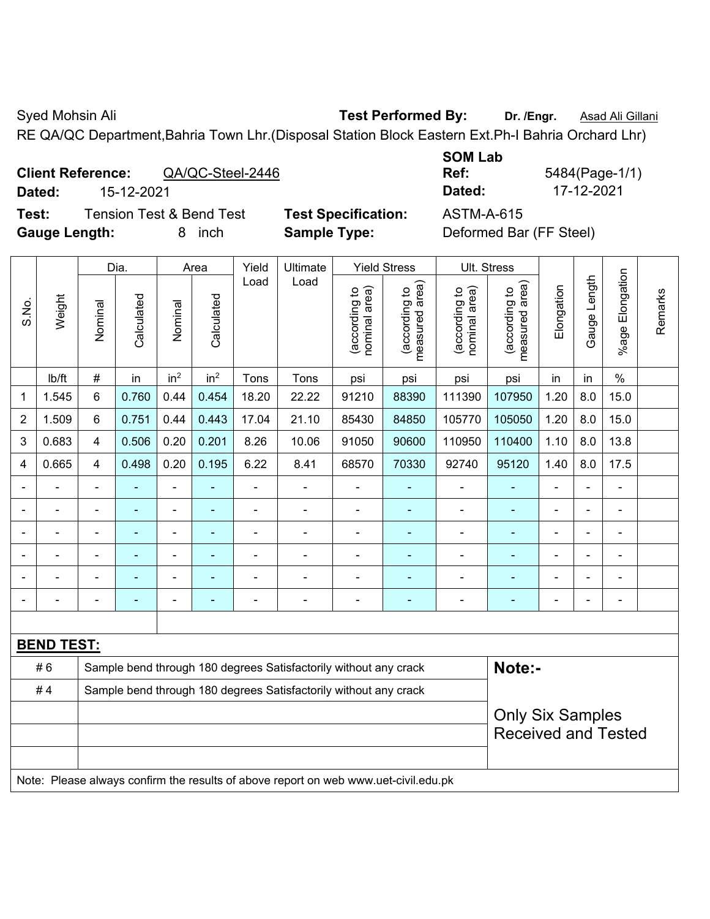Syed Mohsin Ali **Test Performed By:** **Dr. /Engr.** Asad Ali Gillani

RE QA/QC Department,Bahria Town Lhr.(Disposal Station Block Eastern Ext.Ph-I Bahria Orchard Lhr)

**Client Reference:** QA/QC-Steel-2446 **SOM Lab Ref:** 5484(Page-1/1)

**Dated:** 15-12-2021 **Dated:** 17-12-2021

**Test:** Tension Test & Bend Test **Test Specification:** ASTM-A-615

**Gauge Length:** 8 inch **Sample Type:** Deformed Bar (FF Steel)

| S.No. | Weight | Dia. | | Area | | Yield Load | Ultimate Load | Yield Stress | | Ult. Stress | | Elongation | Gauge Length | %age Elongation | Remarks |
|---|---|---|---|---|---|---|---|---|---|---|---|---|---|---|---|
| | | Nominal | Calculated | Nominal | Calculated | | | (according to nominal area) | (according to measured area) | (according to nominal area) | (according to measured area) | | | | |
| | lb/ft | # | in | in² | in² | Tons | Tons | psi | psi | psi | psi | in | in | % | |
| 1 | 1.545 | 6 | 0.760 | 0.44 | 0.454 | 18.20 | 22.22 | 91210 | 88390 | 111390 | 107950 | 1.20 | 8.0 | 15.0 | |
| 2 | 1.509 | 6 | 0.751 | 0.44 | 0.443 | 17.04 | 21.10 | 85430 | 84850 | 105770 | 105050 | 1.20 | 8.0 | 15.0 | |
| 3 | 0.683 | 4 | 0.506 | 0.20 | 0.201 | 8.26 | 10.06 | 91050 | 90600 | 110950 | 110400 | 1.10 | 8.0 | 13.8 | |
| 4 | 0.665 | 4 | 0.498 | 0.20 | 0.195 | 6.22 | 8.41 | 68570 | 70330 | 92740 | 95120 | 1.40 | 8.0 | 17.5 | |
| - | - | - | - | - | - | - | - | - | - | - | - | - | - | - | |
| - | - | - | - | - | - | - | - | - | - | - | - | - | - | - | |
| - | - | - | - | - | - | - | - | - | - | - | - | - | - | - | |
| - | - | - | - | - | - | - | - | - | - | - | - | - | - | - | |
| - | - | - | - | - | - | - | - | - | - | - | - | - | - | - | |
| - | - | - | - | - | - | - | - | - | - | - | - | - | - | - | |

**BEND TEST:**

| | | |
|---|---|---|
| # 6 | Sample bend through 180 degrees Satisfactorily without any crack | **Note:-** |
| # 4 | Sample bend through 180 degrees Satisfactorily without any crack | Only Six Samples Received and Tested |

Note: Please always confirm the results of above report on web www.uet-civil.edu.pk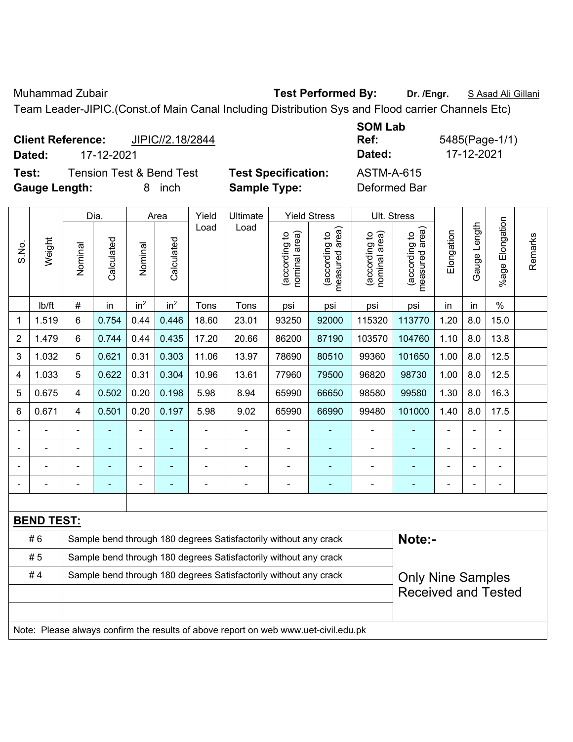Muhammad Zubair **Test Performed By:** **Dr. /Engr.** S Asad Ali Gillani

Team Leader-JIPIC.(Const.of Main Canal Including Distribution Sys and Flood carrier Channels Etc)

**Client Reference:** JIPIC//2.18/2844 **SOM Lab Ref:** 5485(Page-1/1)

**Dated:** 17-12-2021 **Dated:** 17-12-2021

**Test:** Tension Test & Bend Test **Test Specification:** ASTM-A-615

**Gauge Length:** 8 inch **Sample Type:** Deformed Bar

| S.No. | Weight | Dia. | | Area | | Yield Load | Ultimate Load | Yield Stress | | Ult. Stress | | Elongation | Gauge Length | %age Elongation | Remarks |
|---|---|---|---|---|---|---|---|---|---|---|---|---|---|---|---|
| | | Nominal | Calculated | Nominal | Calculated | | | (according to nominal area) | (according to measured area) | (according to nominal area) | (according to measured area) | | | | |
| | lb/ft | # | in | $in^2$ | $in^2$ | Tons | Tons | psi | psi | psi | psi | in | in | % | |
| 1 | 1.519 | 6 | 0.754 | 0.44 | 0.446 | 18.60 | 23.01 | 93250 | 92000 | 115320 | 113770 | 1.20 | 8.0 | 15.0 | |
| 2 | 1.479 | 6 | 0.744 | 0.44 | 0.435 | 17.20 | 20.66 | 86200 | 87190 | 103570 | 104760 | 1.10 | 8.0 | 13.8 | |
| 3 | 1.032 | 5 | 0.621 | 0.31 | 0.303 | 11.06 | 13.97 | 78690 | 80510 | 99360 | 101650 | 1.00 | 8.0 | 12.5 | |
| 4 | 1.033 | 5 | 0.622 | 0.31 | 0.304 | 10.96 | 13.61 | 77960 | 79500 | 96820 | 98730 | 1.00 | 8.0 | 12.5 | |
| 5 | 0.675 | 4 | 0.502 | 0.20 | 0.198 | 5.98 | 8.94 | 65990 | 66650 | 98580 | 99580 | 1.30 | 8.0 | 16.3 | |
| 6 | 0.671 | 4 | 0.501 | 0.20 | 0.197 | 5.98 | 9.02 | 65990 | 66990 | 99480 | 101000 | 1.40 | 8.0 | 17.5 | |
| - | - | - | - | - | - | - | - | - | - | - | - | - | - | - | |
| - | - | - | - | - | - | - | - | - | - | - | - | - | - | - | |
| - | - | - | - | - | - | - | - | - | - | - | - | - | - | - | |
| - | - | - | - | - | - | - | - | - | - | - | - | - | - | - | |

**BEND TEST:**

| | | |
|---|---|---|
| # 6 | Sample bend through 180 degrees Satisfactorily without any crack | **Note:-** |
| # 5 | Sample bend through 180 degrees Satisfactorily without any crack | |
| # 4 | Sample bend through 180 degrees Satisfactorily without any crack | Only Nine Samples Received and Tested |

Note: Please always confirm the results of above report on web www.uet-civil.edu.pk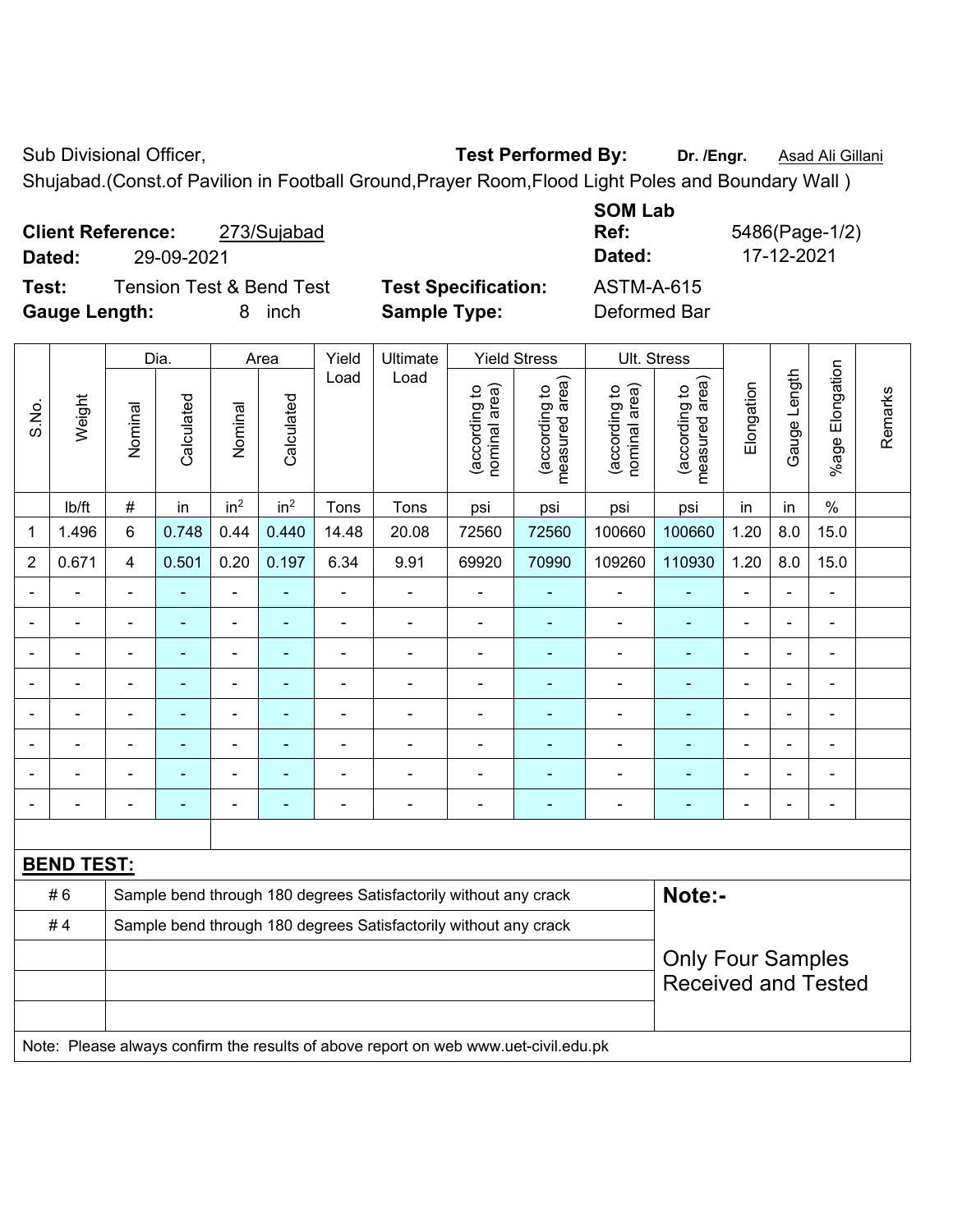Sub Divisional Officer, **Test Performed By:** **Dr. /Engr.** Asad Ali Gillani

Shujabad.(Const.of Pavilion in Football Ground,Prayer Room,Flood Light Poles and Boundary Wall )

**Client Reference:** 273/Sujabad **SOM Lab Ref:** 5486(Page-1/2)

**Dated:** 29-09-2021 **Dated:** 17-12-2021

**Test:** Tension Test & Bend Test **Test Specification:** ASTM-A-615

**Gauge Length:** 8 inch **Sample Type:** Deformed Bar

| S.No. | Weight | Dia. | | Area | | Yield Load | Ultimate Load | Yield Stress | | Ult. Stress | | Elongation | Gauge Length | %age Elongation | Remarks |
|---|---|---|---|---|---|---|---|---|---|---|---|---|---|---|---|
| | | Nominal | Calculated | Nominal | Calculated | | | (according to nominal area) | (according to measured area) | (according to nominal area) | (according to measured area) | | | | |
| | lb/ft | # | in | in² | in² | Tons | Tons | psi | psi | psi | psi | in | in | % | |
| 1 | 1.496 | 6 | 0.748 | 0.44 | 0.440 | 14.48 | 20.08 | 72560 | 72560 | 100660 | 100660 | 1.20 | 8.0 | 15.0 | |
| 2 | 0.671 | 4 | 0.501 | 0.20 | 0.197 | 6.34 | 9.91 | 69920 | 70990 | 109260 | 110930 | 1.20 | 8.0 | 15.0 | |
| - | - | - | - | - | - | - | - | - | - | - | - | - | - | - | |
| - | - | - | - | - | - | - | - | - | - | - | - | - | - | - | |
| - | - | - | - | - | - | - | - | - | - | - | - | - | - | - | |
| - | - | - | - | - | - | - | - | - | - | - | - | - | - | - | |
| - | - | - | - | - | - | - | - | - | - | - | - | - | - | - | |
| - | - | - | - | - | - | - | - | - | - | - | - | - | - | - | |
| - | - | - | - | - | - | - | - | - | - | - | - | - | - | - | |
| - | - | - | - | - | - | - | - | - | - | - | - | - | - | - | |

**BEND TEST:**

| | | |
|---|---|---|
| # 6 | Sample bend through 180 degrees Satisfactorily without any crack | **Note:-** |
| # 4 | Sample bend through 180 degrees Satisfactorily without any crack | Only Four Samples Received and Tested |

Note: Please always confirm the results of above report on web www.uet-civil.edu.pk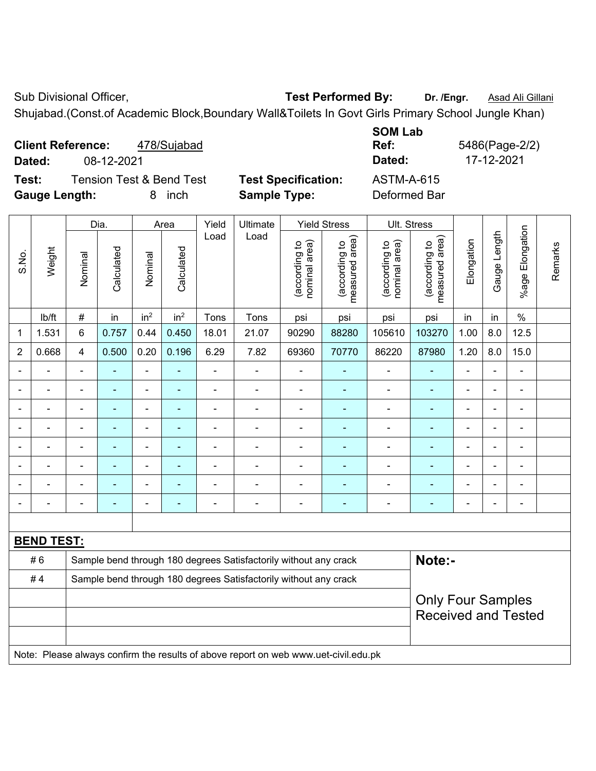Sub Divisional Officer, **Test Performed By:** **Dr. /Engr.** Asad Ali Gillani

Shujabad.(Const.of Academic Block,Boundary Wall&Toilets In Govt Girls Primary School Jungle Khan)

**Client Reference:** 478/Sujabad

**Dated:** 08-12-2021

**SOM Lab Ref:** 5486(Page-2/2)

**Dated:** 17-12-2021

**Test:** Tension Test & Bend Test

**Test Specification:** ASTM-A-615

**Gauge Length:** 8 inch

**Sample Type:** Deformed Bar

| S.No. | Weight | Dia. | | Area | | Yield Load | Ultimate Load | Yield Stress | | Ult. Stress | | Elongation | Gauge Length | %age Elongation | Remarks |
|---|---|---|---|---|---|---|---|---|---|---|---|---|---|---|---|
| | | Nominal | Calculated | Nominal | Calculated | | | (according to nominal area) | (according to measured area) | (according to nominal area) | (according to measured area) | | | | |
| | lb/ft | # | in | in$^2$ | in$^2$ | Tons | Tons | psi | psi | psi | psi | in | in | % | |
| 1 | 1.531 | 6 | 0.757 | 0.44 | 0.450 | 18.01 | 21.07 | 90290 | 88280 | 105610 | 103270 | 1.00 | 8.0 | 12.5 | |
| 2 | 0.668 | 4 | 0.500 | 0.20 | 0.196 | 6.29 | 7.82 | 69360 | 70770 | 86220 | 87980 | 1.20 | 8.0 | 15.0 | |
| - | - | - | - | - | - | - | - | - | - | - | - | - | - | - | |
| - | - | - | - | - | - | - | - | - | - | - | - | - | - | - | |
| - | - | - | - | - | - | - | - | - | - | - | - | - | - | - | |
| - | - | - | - | - | - | - | - | - | - | - | - | - | - | - | |
| - | - | - | - | - | - | - | - | - | - | - | - | - | - | - | |
| - | - | - | - | - | - | - | - | - | - | - | - | - | - | - | |
| - | - | - | - | - | - | - | - | - | - | - | - | - | - | - | |
| - | - | - | - | - | - | - | - | - | - | - | - | - | - | - | |

**BEND TEST:**

| | | |
|---|---|---|
| # 6 | Sample bend through 180 degrees Satisfactorily without any crack | **Note:-** |
| # 4 | Sample bend through 180 degrees Satisfactorily without any crack | Only Four Samples Received and Tested |

Note: Please always confirm the results of above report on web www.uet-civil.edu.pk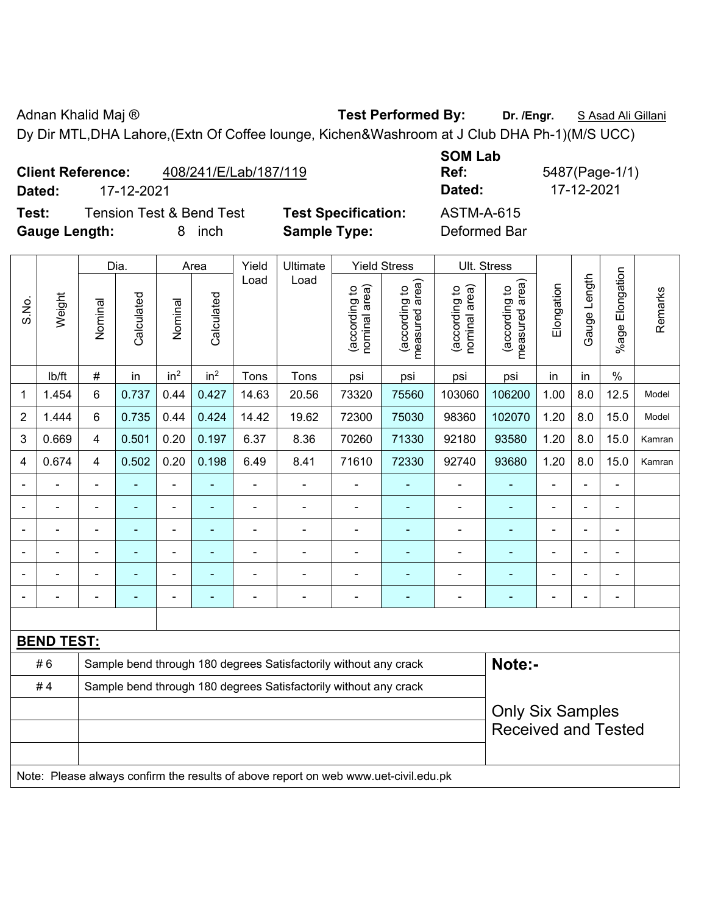Adnan Khalid Maj ® **Test Performed By:** **Dr. /Engr.** S Asad Ali Gillani

Dy Dir MTL,DHA Lahore,(Extn Of Coffee lounge, Kichen&Washroom at J Club DHA Ph-1)(M/S UCC)

**Client Reference:** 408/241/E/Lab/187/119 **SOM Lab Ref:** 5487(Page-1/1)

**Dated:** 17-12-2021 **Dated:** 17-12-2021

**Test:** Tension Test & Bend Test **Test Specification:** ASTM-A-615

**Gauge Length:** 8 inch **Sample Type:** Deformed Bar

| S.No. | Weight | Dia. | | Area | | Yield Load | Ultimate Load | Yield Stress | | Ult. Stress | | Elongation | Gauge Length | %age Elongation | Remarks |
|---|---|---|---|---|---|---|---|---|---|---|---|---|---|---|---|
| | | Nominal | Calculated | Nominal | Calculated | | | (according to nominal area) | (according to measured area) | (according to nominal area) | (according to measured area) | | | | |
| | lb/ft | # | in | in$^2$ | in$^2$ | Tons | Tons | psi | psi | psi | psi | in | in | % | |
| 1 | 1.454 | 6 | 0.737 | 0.44 | 0.427 | 14.63 | 20.56 | 73320 | 75560 | 103060 | 106200 | 1.00 | 8.0 | 12.5 | Model |
| 2 | 1.444 | 6 | 0.735 | 0.44 | 0.424 | 14.42 | 19.62 | 72300 | 75030 | 98360 | 102070 | 1.20 | 8.0 | 15.0 | Model |
| 3 | 0.669 | 4 | 0.501 | 0.20 | 0.197 | 6.37 | 8.36 | 70260 | 71330 | 92180 | 93580 | 1.20 | 8.0 | 15.0 | Kamran |
| 4 | 0.674 | 4 | 0.502 | 0.20 | 0.198 | 6.49 | 8.41 | 71610 | 72330 | 92740 | 93680 | 1.20 | 8.0 | 15.0 | Kamran |
| - | - | - | - | - | - | - | - | - | - | - | - | - | - | - | |
| - | - | - | - | - | - | - | - | - | - | - | - | - | - | - | |
| - | - | - | - | - | - | - | - | - | - | - | - | - | - | - | |
| - | - | - | - | - | - | - | - | - | - | - | - | - | - | - | |
| - | - | - | - | - | - | - | - | - | - | - | - | - | - | - | |
| - | - | - | - | - | - | - | - | - | - | - | - | - | - | - | |

**BEND TEST:**

| | | |
|---|---|---|
| # 6 | Sample bend through 180 degrees Satisfactorily without any crack | **Note:-** |
| # 4 | Sample bend through 180 degrees Satisfactorily without any crack | Only Six Samples Received and Tested |

Note: Please always confirm the results of above report on web www.uet-civil.edu.pk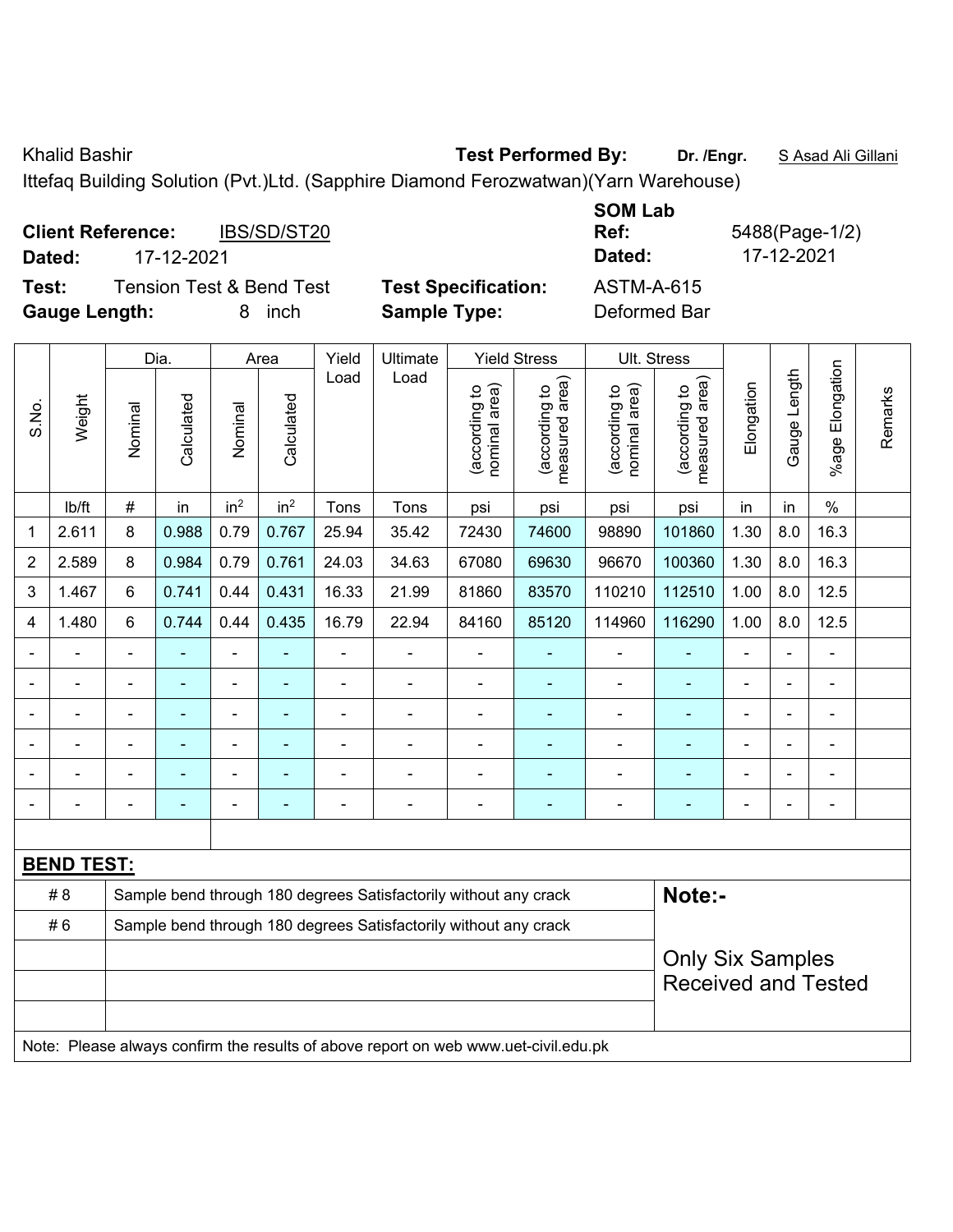Khalid Bashir **Test Performed By:** **Dr. /Engr.** S Asad Ali Gillani

Ittefaq Building Solution (Pvt.)Ltd. (Sapphire Diamond Ferozwatwan)(Yarn Warehouse)

**Client Reference:** IBS/SD/ST20 **SOM Lab Ref:** 5488(Page-1/2)

**Dated:** 17-12-2021 **Dated:** 17-12-2021

**Test:** Tension Test & Bend Test **Test Specification:** ASTM-A-615

**Gauge Length:** 8 inch **Sample Type:** Deformed Bar

| S.No. | Weight | Dia. | | Area | | Yield Load | Ultimate Load | Yield Stress | | Ult. Stress | | Elongation | Gauge Length | %age Elongation | Remarks |
|---|---|---|---|---|---|---|---|---|---|---|---|---|---|---|---|
| | | Nominal | Calculated | Nominal | Calculated | | | (according to nominal area) | (according to measured area) | (according to nominal area) | (according to measured area) | | | | |
| | lb/ft | # | in | in² | in² | Tons | Tons | psi | psi | psi | psi | in | in | % | |
| 1 | 2.611 | 8 | 0.988 | 0.79 | 0.767 | 25.94 | 35.42 | 72430 | 74600 | 98890 | 101860 | 1.30 | 8.0 | 16.3 | |
| 2 | 2.589 | 8 | 0.984 | 0.79 | 0.761 | 24.03 | 34.63 | 67080 | 69630 | 96670 | 100360 | 1.30 | 8.0 | 16.3 | |
| 3 | 1.467 | 6 | 0.741 | 0.44 | 0.431 | 16.33 | 21.99 | 81860 | 83570 | 110210 | 112510 | 1.00 | 8.0 | 12.5 | |
| 4 | 1.480 | 6 | 0.744 | 0.44 | 0.435 | 16.79 | 22.94 | 84160 | 85120 | 114960 | 116290 | 1.00 | 8.0 | 12.5 | |
| - | - | - | - | - | - | - | - | - | - | - | - | - | - | - | |
| - | - | - | - | - | - | - | - | - | - | - | - | - | - | - | |
| - | - | - | - | - | - | - | - | - | - | - | - | - | - | - | |
| - | - | - | - | - | - | - | - | - | - | - | - | - | - | - | |
| - | - | - | - | - | - | - | - | - | - | - | - | - | - | - | |
| - | - | - | - | - | - | - | - | - | - | - | - | - | - | - | |

**BEND TEST:**

| | | |
|---|---|---|
| # 8 | Sample bend through 180 degrees Satisfactorily without any crack | **Note:-** |
| # 6 | Sample bend through 180 degrees Satisfactorily without any crack | Only Six Samples Received and Tested |
| | | |
| | | |
| | | |

Note: Please always confirm the results of above report on web www.uet-civil.edu.pk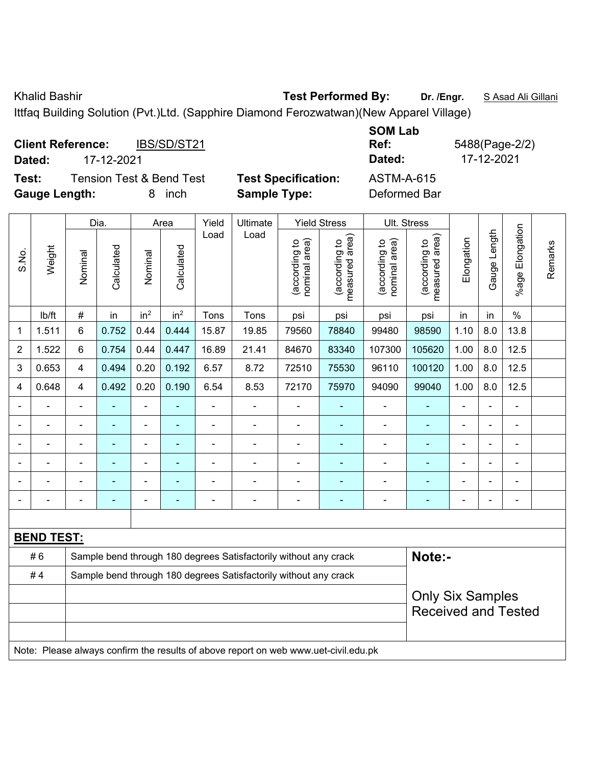Khalid Bashir **Test Performed By:** **Dr. /Engr.** S Asad Ali Gillani

Ittfaq Building Solution (Pvt.)Ltd. (Sapphire Diamond Ferozwatwan)(New Apparel Village)

**Client Reference:** IBS/SD/ST21 **SOM Lab Ref:** 5488(Page-2/2)

**Dated:** 17-12-2021 **Dated:** 17-12-2021

**Test:** Tension Test & Bend Test **Test Specification:** ASTM-A-615

**Gauge Length:** 8 inch **Sample Type:** Deformed Bar

| S.No. | Weight | Dia. | | Area | | Yield Load | Ultimate Load | Yield Stress | | Ult. Stress | | Elongation | Gauge Length | %age Elongation | Remarks |
|---|---|---|---|---|---|---|---|---|---|---|---|---|---|---|---|
| | | Nominal | Calculated | Nominal | Calculated | | | (according to nominal area) | (according to measured area) | (according to nominal area) | (according to measured area) | | | | |
| | lb/ft | # | in | $in^2$ | $in^2$ | Tons | Tons | psi | psi | psi | psi | in | in | % | |
| 1 | 1.511 | 6 | 0.752 | 0.44 | 0.444 | 15.87 | 19.85 | 79560 | 78840 | 99480 | 98590 | 1.10 | 8.0 | 13.8 | |
| 2 | 1.522 | 6 | 0.754 | 0.44 | 0.447 | 16.89 | 21.41 | 84670 | 83340 | 107300 | 105620 | 1.00 | 8.0 | 12.5 | |
| 3 | 0.653 | 4 | 0.494 | 0.20 | 0.192 | 6.57 | 8.72 | 72510 | 75530 | 96110 | 100120 | 1.00 | 8.0 | 12.5 | |
| 4 | 0.648 | 4 | 0.492 | 0.20 | 0.190 | 6.54 | 8.53 | 72170 | 75970 | 94090 | 99040 | 1.00 | 8.0 | 12.5 | |
| - | - | - | - | - | - | - | - | - | - | - | - | - | - | - | |
| - | - | - | - | - | - | - | - | - | - | - | - | - | - | - | |
| - | - | - | - | - | - | - | - | - | - | - | - | - | - | - | |
| - | - | - | - | - | - | - | - | - | - | - | - | - | - | - | |
| - | - | - | - | - | - | - | - | - | - | - | - | - | - | - | |
| - | - | - | - | - | - | - | - | - | - | - | - | - | - | - | |

**BEND TEST:**

| | | |
|---|---|---|
| # 6 | Sample bend through 180 degrees Satisfactorily without any crack | **Note:-** |
| # 4 | Sample bend through 180 degrees Satisfactorily without any crack | |
| | | Only Six Samples Received and Tested |

Note: Please always confirm the results of above report on web www.uet-civil.edu.pk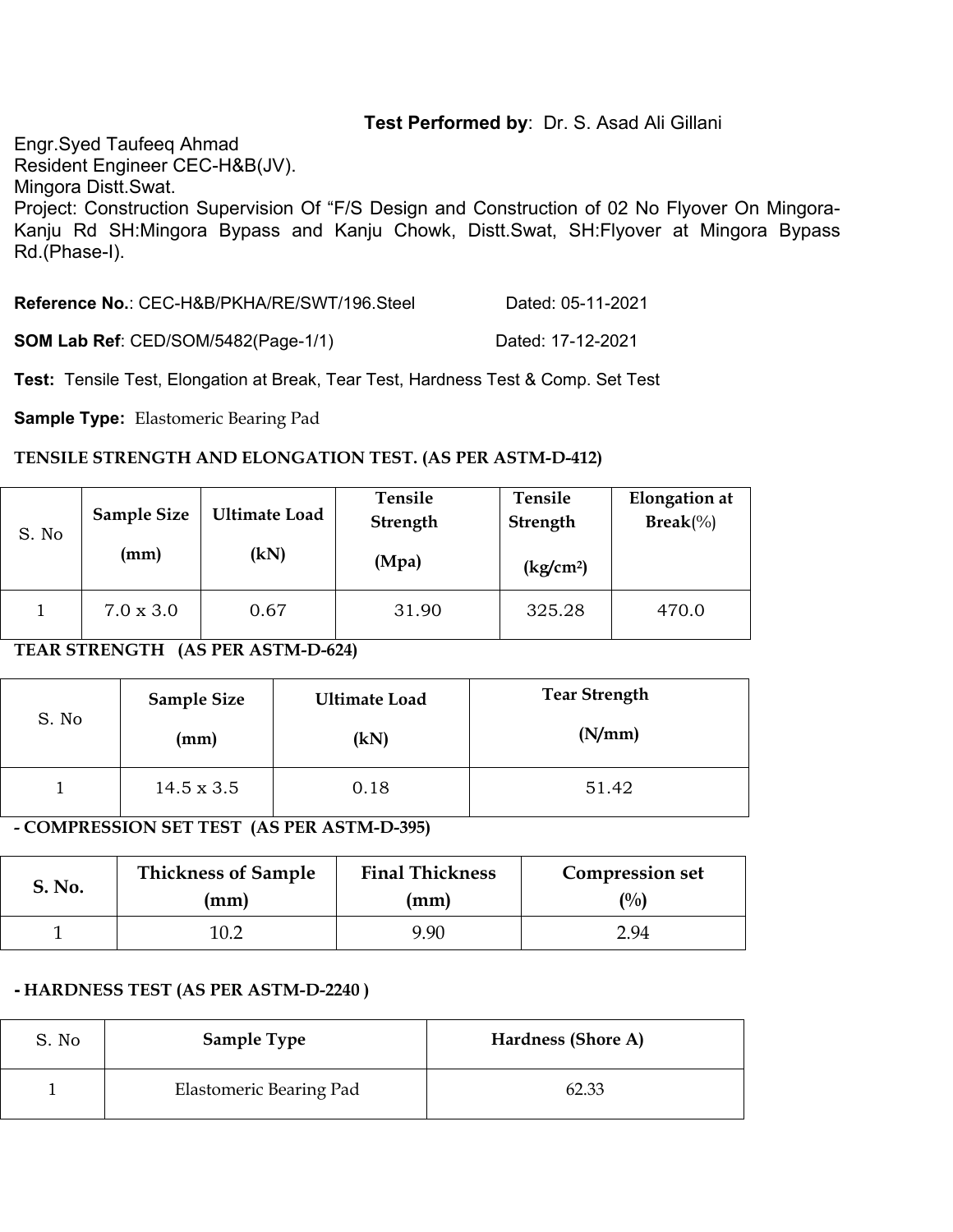**Test Performed by**: Dr. S. Asad Ali Gillani

Engr.Syed Taufeeq Ahmad
Resident Engineer CEC-H&B(JV).
Mingora Distt.Swat.
Project: Construction Supervision Of "F/S Design and Construction of 02 No Flyover On Mingora-Kanju Rd SH:Mingora Bypass and Kanju Chowk, Distt.Swat, SH:Flyover at Mingora Bypass Rd.(Phase-I).

**Reference No.**: CEC-H&B/PKHA/RE/SWT/196.Steel Dated: 05-11-2021

**SOM Lab Ref**: CED/SOM/5482(Page-1/1) Dated: 17-12-2021

**Test:** Tensile Test, Elongation at Break, Tear Test, Hardness Test & Comp. Set Test

**Sample Type:** Elastomeric Bearing Pad

**TENSILE STRENGTH AND ELONGATION TEST. (AS PER ASTM-D-412)**

| S. No | Sample Size (mm) | Ultimate Load (kN) | Tensile Strength (Mpa) | Tensile Strength ($kg/cm^2$) | Elongation at Break(%) |
|---|---|---|---|---|---|
| 1 | 7.0 x 3.0 | 0.67 | 31.90 | 325.28 | 470.0 |

**TEAR STRENGTH (AS PER ASTM-D-624)**

| S. No | Sample Size (mm) | Ultimate Load (kN) | Tear Strength (N/mm) |
|---|---|---|---|
| 1 | 14.5 x 3.5 | 0.18 | 51.42 |

**- COMPRESSION SET TEST (AS PER ASTM-D-395)**

| S. No. | Thickness of Sample (mm) | Final Thickness (mm) | Compression set (%) |
|---|---|---|---|
| 1 | 10.2 | 9.90 | 2.94 |

**- HARDNESS TEST (AS PER ASTM-D-2240 )**

| S. No | Sample Type | Hardness (Shore A) |
|---|---|---|
| 1 | Elastomeric Bearing Pad | 62.33 |